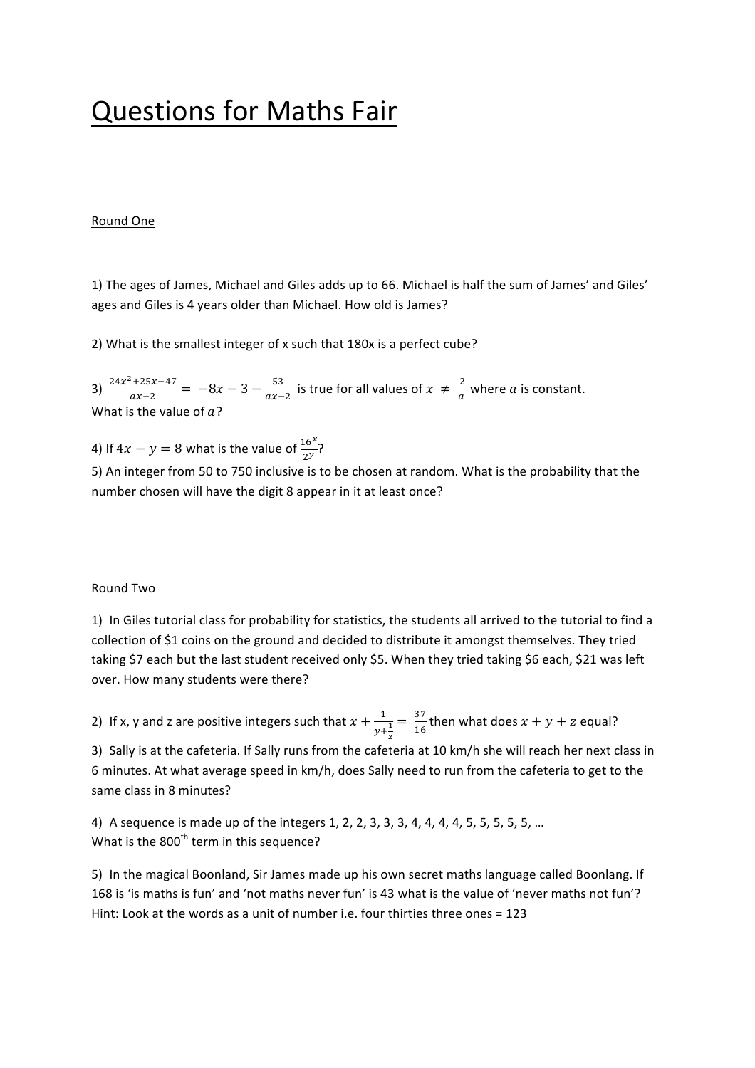# Questions for Maths Fair

## Round One

1) The ages of James, Michael and Giles adds up to 66. Michael is half the sum of James' and Giles' ages and Giles is 4 years older than Michael. How old is James?

2) What is the smallest integer of x such that 180x is a perfect cube?

3) $\frac{24x^2+25x-47}{ax-2} = -8x - 3 - \frac{53}{ax-2}$ is true for all values of $x \neq \frac{2}{a}$ where $a$ is constant. What is the value of $a$?

4) If $4x - y = 8$ what is the value of $\frac{16^x}{2^y}$?

5) An integer from 50 to 750 inclusive is to be chosen at random. What is the probability that the number chosen will have the digit 8 appear in it at least once?

## Round Two

1) In Giles tutorial class for probability for statistics, the students all arrived to the tutorial to find a collection of $1 coins on the ground and decided to distribute it amongst themselves. They tried taking $7 each but the last student received only $5. When they tried taking $6 each, $21 was left over. How many students were there?

2) If x, y and z are positive integers such that $x + \frac{1}{y+\frac{1}{z}} = \frac{37}{16}$ then what does $x + y + z$ equal?

3) Sally is at the cafeteria. If Sally runs from the cafeteria at 10 km/h she will reach her next class in 6 minutes. At what average speed in km/h, does Sally need to run from the cafeteria to get to the same class in 8 minutes?

4) A sequence is made up of the integers 1, 2, 2, 3, 3, 3, 4, 4, 4, 4, 5, 5, 5, 5, 5, …
What is the 800$^{th}$ term in this sequence?

5) In the magical Boonland, Sir James made up his own secret maths language called Boonlang. If 168 is 'is maths is fun' and 'not maths never fun' is 43 what is the value of 'never maths not fun'?
Hint: Look at the words as a unit of number i.e. four thirties three ones = 123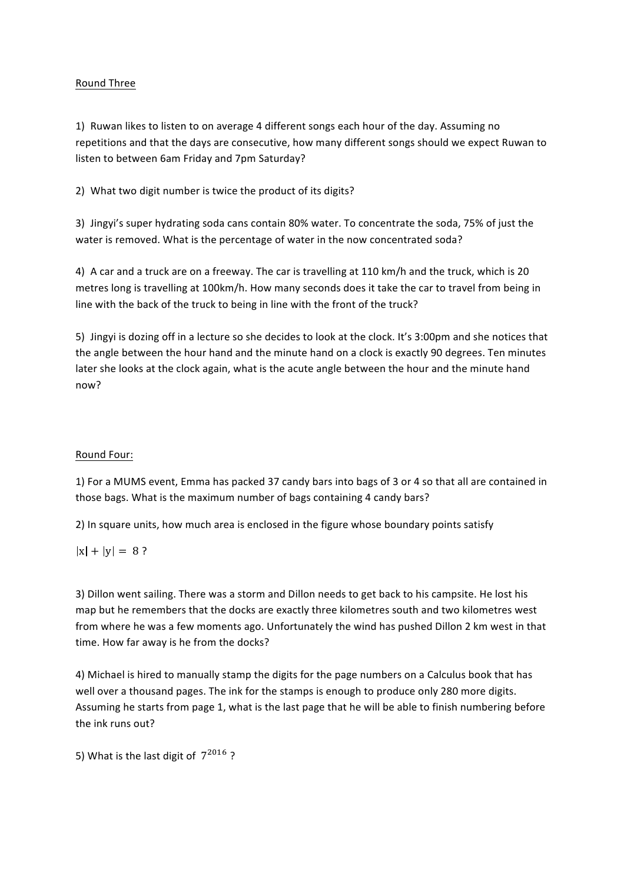## Round Three

1) Ruwan likes to listen to on average 4 different songs each hour of the day. Assuming no repetitions and that the days are consecutive, how many different songs should we expect Ruwan to listen to between 6am Friday and 7pm Saturday?

2) What two digit number is twice the product of its digits?

3) Jingyi's super hydrating soda cans contain 80% water. To concentrate the soda, 75% of just the water is removed. What is the percentage of water in the now concentrated soda?

4) A car and a truck are on a freeway. The car is travelling at 110 km/h and the truck, which is 20 metres long is travelling at 100km/h. How many seconds does it take the car to travel from being in line with the back of the truck to being in line with the front of the truck?

5) Jingyi is dozing off in a lecture so she decides to look at the clock. It's 3:00pm and she notices that the angle between the hour hand and the minute hand on a clock is exactly 90 degrees. Ten minutes later she looks at the clock again, what is the acute angle between the hour and the minute hand now?

## Round Four:

1) For a MUMS event, Emma has packed 37 candy bars into bags of 3 or 4 so that all are contained in those bags. What is the maximum number of bags containing 4 candy bars?

2) In square units, how much area is enclosed in the figure whose boundary points satisfy

$|x| + |y| = 8$ ?

3) Dillon went sailing. There was a storm and Dillon needs to get back to his campsite. He lost his map but he remembers that the docks are exactly three kilometres south and two kilometres west from where he was a few moments ago. Unfortunately the wind has pushed Dillon 2 km west in that time. How far away is he from the docks?

4) Michael is hired to manually stamp the digits for the page numbers on a Calculus book that has well over a thousand pages. The ink for the stamps is enough to produce only 280 more digits. Assuming he starts from page 1, what is the last page that he will be able to finish numbering before the ink runs out?

5) What is the last digit of $7^{2016}$ ?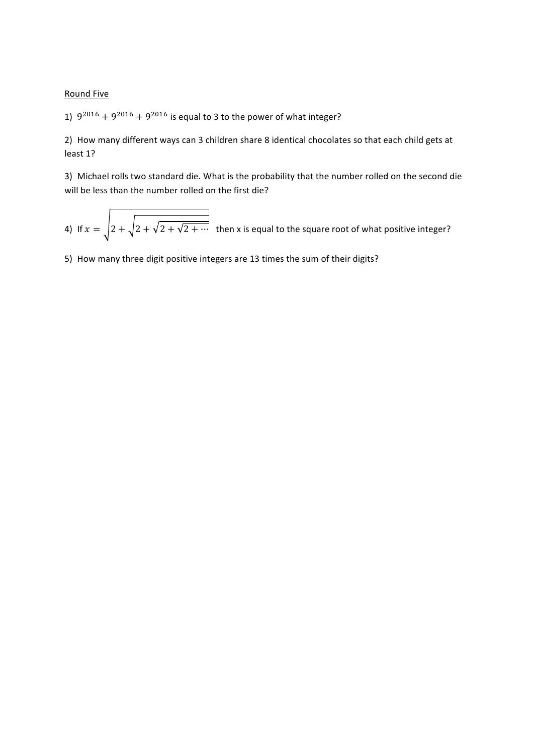Round Five

1) $9^{2016} + 9^{2016} + 9^{2016}$ is equal to 3 to the power of what integer?

2) How many different ways can 3 children share 8 identical chocolates so that each child gets at least 1?

3) Michael rolls two standard die. What is the probability that the number rolled on the second die will be less than the number rolled on the first die?

4) If $x = \sqrt{2 + \sqrt{2 + \sqrt{2 + \sqrt{2 + \cdots}}}}$ then x is equal to the square root of what positive integer?

5) How many three digit positive integers are 13 times the sum of their digits?